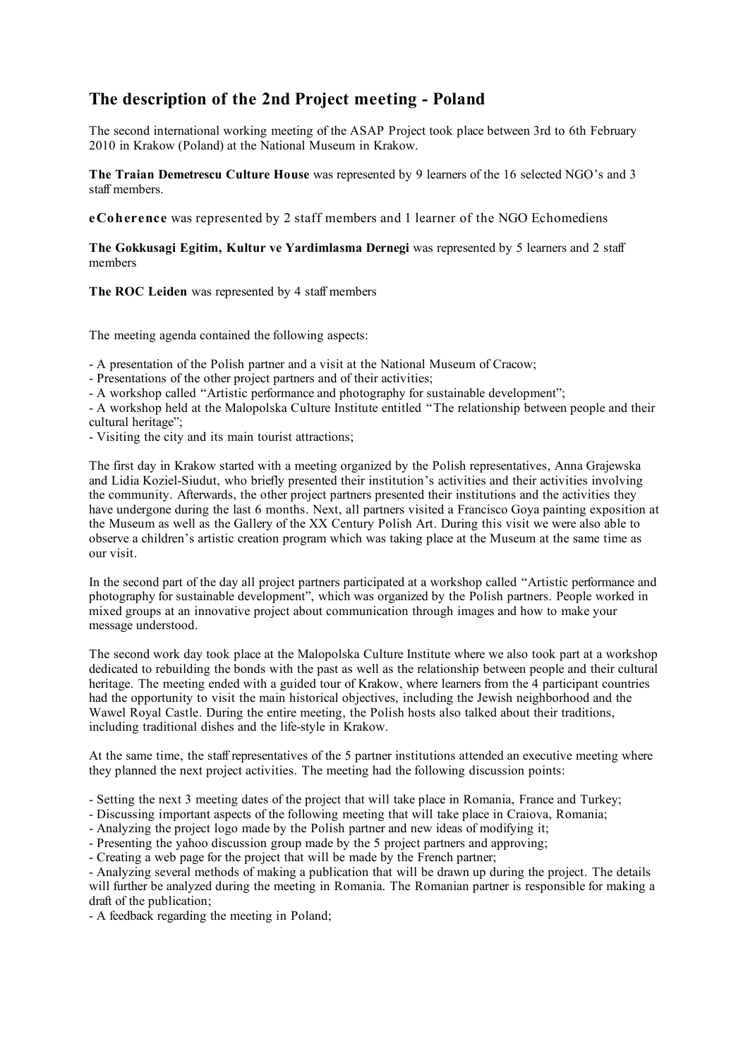## The description of the 2nd Project meeting - Poland

The second international working meeting of the ASAP Project took place between 3rd to 6th February 2010 in Krakow (Poland) at the National Museum in Krakow.

**The Traian Demetrescu Culture House** was represented by 9 learners of the 16 selected NGO's and 3 staff members.

**eCoherence** was represented by 2 staff members and 1 learner of the NGO Echomediens

**The Gokkusagi Egitim, Kultur ve Yardimlasma Dernegi** was represented by 5 learners and 2 staff members

**The ROC Leiden** was represented by 4 staff members

The meeting agenda contained the following aspects:

- A presentation of the Polish partner and a visit at the National Museum of Cracow;
- Presentations of the other project partners and of their activities;
- A workshop called "Artistic performance and photography for sustainable development";
- A workshop held at the Malopolska Culture Institute entitled "The relationship between people and their cultural heritage";
- Visiting the city and its main tourist attractions;

The first day in Krakow started with a meeting organized by the Polish representatives, Anna Grajewska and Lidia Koziel-Siudut, who briefly presented their institution's activities and their activities involving the community. Afterwards, the other project partners presented their institutions and the activities they have undergone during the last 6 months. Next, all partners visited a Francisco Goya painting exposition at the Museum as well as the Gallery of the XX Century Polish Art. During this visit we were also able to observe a children's artistic creation program which was taking place at the Museum at the same time as our visit.

In the second part of the day all project partners participated at a workshop called "Artistic performance and photography for sustainable development", which was organized by the Polish partners. People worked in mixed groups at an innovative project about communication through images and how to make your message understood.

The second work day took place at the Malopolska Culture Institute where we also took part at a workshop dedicated to rebuilding the bonds with the past as well as the relationship between people and their cultural heritage. The meeting ended with a guided tour of Krakow, where learners from the 4 participant countries had the opportunity to visit the main historical objectives, including the Jewish neighborhood and the Wawel Royal Castle. During the entire meeting, the Polish hosts also talked about their traditions, including traditional dishes and the life-style in Krakow.

At the same time, the staff representatives of the 5 partner institutions attended an executive meeting where they planned the next project activities. The meeting had the following discussion points:

- Setting the next 3 meeting dates of the project that will take place in Romania, France and Turkey;
- Discussing important aspects of the following meeting that will take place in Craiova, Romania;
- Analyzing the project logo made by the Polish partner and new ideas of modifying it;
- Presenting the yahoo discussion group made by the 5 project partners and approving;
- Creating a web page for the project that will be made by the French partner;
- Analyzing several methods of making a publication that will be drawn up during the project. The details will further be analyzed during the meeting in Romania. The Romanian partner is responsible for making a draft of the publication;
- A feedback regarding the meeting in Poland;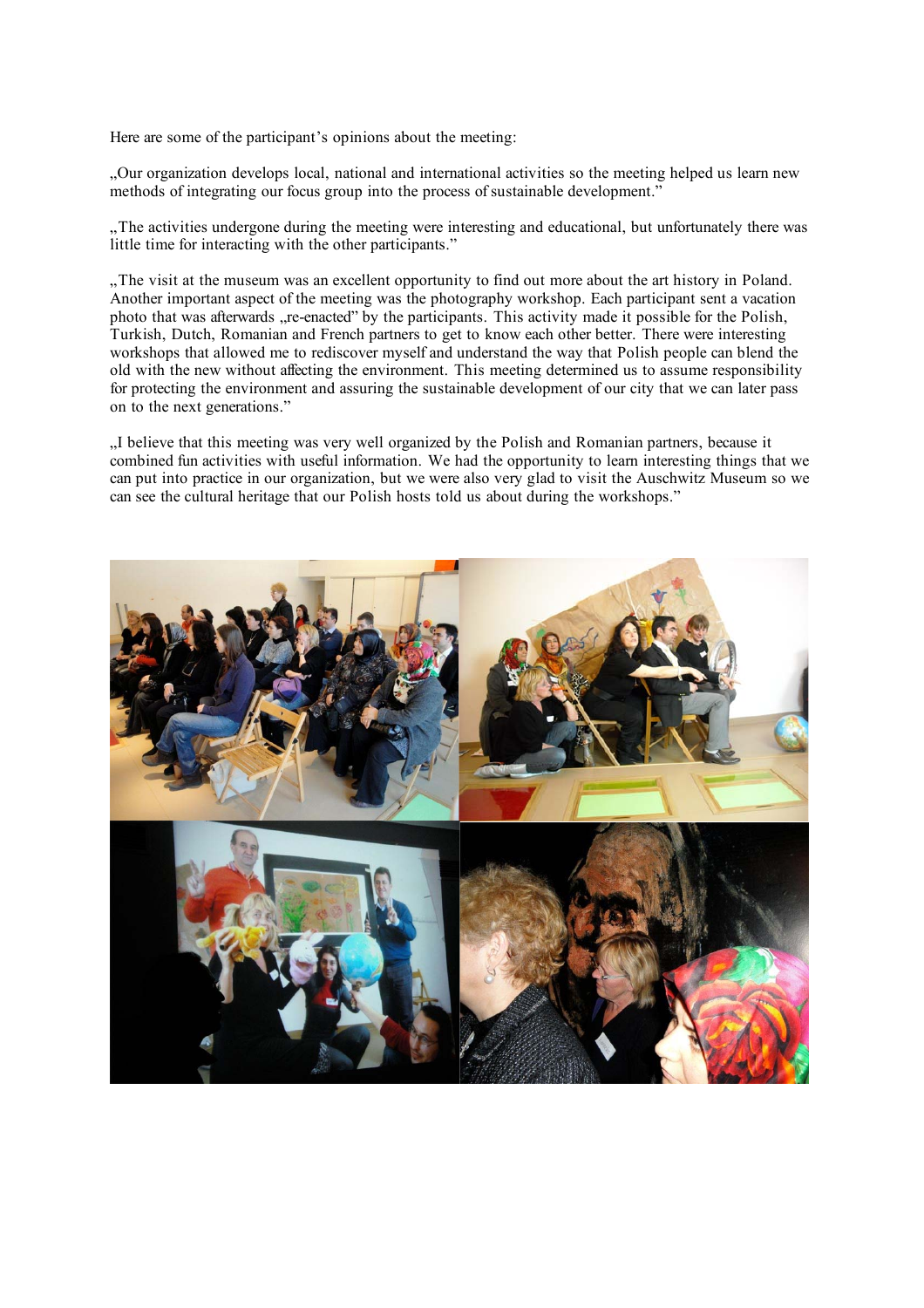Here are some of the participant's opinions about the meeting:

„Our organization develops local, national and international activities so the meeting helped us learn new methods of integrating our focus group into the process of sustainable development."

„The activities undergone during the meeting were interesting and educational, but unfortunately there was little time for interacting with the other participants."

„The visit at the museum was an excellent opportunity to find out more about the art history in Poland. Another important aspect of the meeting was the photography workshop. Each participant sent a vacation photo that was afterwards „re-enacted" by the participants. This activity made it possible for the Polish, Turkish, Dutch, Romanian and French partners to get to know each other better. There were interesting workshops that allowed me to rediscover myself and understand the way that Polish people can blend the old with the new without affecting the environment. This meeting determined us to assume responsibility for protecting the environment and assuring the sustainable development of our city that we can later pass on to the next generations."

„I believe that this meeting was very well organized by the Polish and Romanian partners, because it combined fun activities with useful information. We had the opportunity to learn interesting things that we can put into practice in our organization, but we were also very glad to visit the Auschwitz Museum so we can see the cultural heritage that our Polish hosts told us about during the workshops."